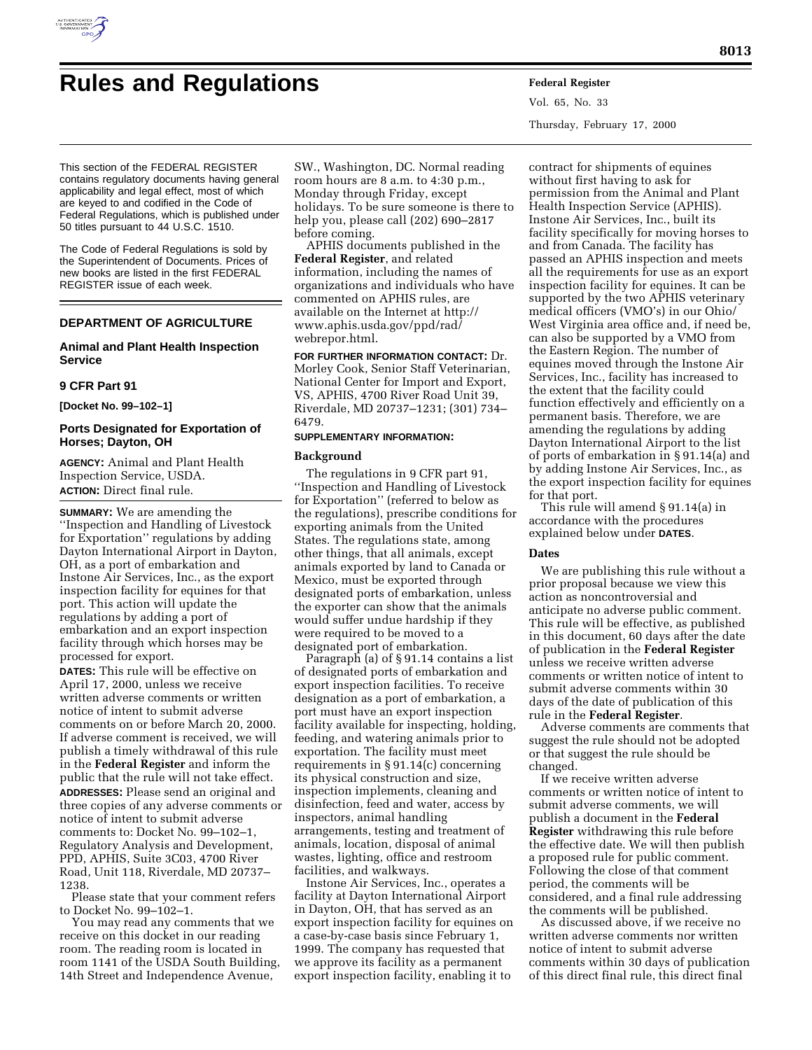# Rules and Regulations

This section of the FEDERAL REGISTER contains regulatory documents having general applicability and legal effect, most of which are keyed to and codified in the Code of Federal Regulations, which is published under 50 titles pursuant to 44 U.S.C. 1510.

The Code of Federal Regulations is sold by the Superintendent of Documents. Prices of new books are listed in the first FEDERAL REGISTER issue of each week.

## DEPARTMENT OF AGRICULTURE

### Animal and Plant Health Inspection Service

### 9 CFR Part 91

**[Docket No. 99–102–1]**

### Ports Designated for Exportation of Horses; Dayton, OH

**AGENCY:** Animal and Plant Health Inspection Service, USDA.

**ACTION:** Direct final rule.

**SUMMARY:** We are amending the ''Inspection and Handling of Livestock for Exportation'' regulations by adding Dayton International Airport in Dayton, OH, as a port of embarkation and Instone Air Services, Inc., as the export inspection facility for equines for that port. This action will update the regulations by adding a port of embarkation and an export inspection facility through which horses may be processed for export.

**DATES:** This rule will be effective on April 17, 2000, unless we receive written adverse comments or written notice of intent to submit adverse comments on or before March 20, 2000. If adverse comment is received, we will publish a timely withdrawal of this rule in the **Federal Register** and inform the public that the rule will not take effect.

**ADDRESSES:** Please send an original and three copies of any adverse comments or notice of intent to submit adverse comments to: Docket No. 99–102–1, Regulatory Analysis and Development, PPD, APHIS, Suite 3C03, 4700 River Road, Unit 118, Riverdale, MD 20737–1238.

Please state that your comment refers to Docket No. 99–102–1.

You may read any comments that we receive on this docket in our reading room. The reading room is located in room 1141 of the USDA South Building, 14th Street and Independence Avenue, SW., Washington, DC. Normal reading room hours are 8 a.m. to 4:30 p.m., Monday through Friday, except holidays. To be sure someone is there to help you, please call (202) 690–2817 before coming.

APHIS documents published in the **Federal Register**, and related information, including the names of organizations and individuals who have commented on APHIS rules, are available on the Internet at http://www.aphis.usda.gov/ppd/rad/webrepor.html.

**FOR FURTHER INFORMATION CONTACT:** Dr. Morley Cook, Senior Staff Veterinarian, National Center for Import and Export, VS, APHIS, 4700 River Road Unit 39, Riverdale, MD 20737–1231; (301) 734–6479.

**SUPPLEMENTARY INFORMATION:**

**Background**

The regulations in 9 CFR part 91, ''Inspection and Handling of Livestock for Exportation'' (referred to below as the regulations), prescribe conditions for exporting animals from the United States. The regulations state, among other things, that all animals, except animals exported by land to Canada or Mexico, must be exported through designated ports of embarkation, unless the exporter can show that the animals would suffer undue hardship if they were required to be moved to a designated port of embarkation.

Paragraph (a) of § 91.14 contains a list of designated ports of embarkation and export inspection facilities. To receive designation as a port of embarkation, a port must have an export inspection facility available for inspecting, holding, feeding, and watering animals prior to exportation. The facility must meet requirements in § 91.14(c) concerning its physical construction and size, inspection implements, cleaning and disinfection, feed and water, access by inspectors, animal handling arrangements, testing and treatment of animals, location, disposal of animal wastes, lighting, office and restroom facilities, and walkways.

Instone Air Services, Inc., operates a facility at Dayton International Airport in Dayton, OH, that has served as an export inspection facility for equines on a case-by-case basis since February 1, 1999. The company has requested that we approve its facility as a permanent export inspection facility, enabling it to contract for shipments of equines without first having to ask for permission from the Animal and Plant Health Inspection Service (APHIS). Instone Air Services, Inc., built its facility specifically for moving horses to and from Canada. The facility has passed an APHIS inspection and meets all the requirements for use as an export inspection facility for equines. It can be supported by the two APHIS veterinary medical officers (VMO's) in our Ohio/West Virginia area office and, if need be, can also be supported by a VMO from the Eastern Region. The number of equines moved through the Instone Air Services, Inc., facility has increased to the extent that the facility could function effectively and efficiently on a permanent basis. Therefore, we are amending the regulations by adding Dayton International Airport to the list of ports of embarkation in § 91.14(a) and by adding Instone Air Services, Inc., as the export inspection facility for equines for that port.

This rule will amend § 91.14(a) in accordance with the procedures explained below under **DATES**.

**Dates**

We are publishing this rule without a prior proposal because we view this action as noncontroversial and anticipate no adverse public comment. This rule will be effective, as published in this document, 60 days after the date of publication in the **Federal Register** unless we receive written adverse comments or written notice of intent to submit adverse comments within 30 days of the date of publication of this rule in the **Federal Register**.

Adverse comments are comments that suggest the rule should not be adopted or that suggest the rule should be changed.

If we receive written adverse comments or written notice of intent to submit adverse comments, we will publish a document in the **Federal Register** withdrawing this rule before the effective date. We will then publish a proposed rule for public comment. Following the close of that comment period, the comments will be considered, and a final rule addressing the comments will be published.

As discussed above, if we receive no written adverse comments nor written notice of intent to submit adverse comments within 30 days of publication of this direct final rule, this direct final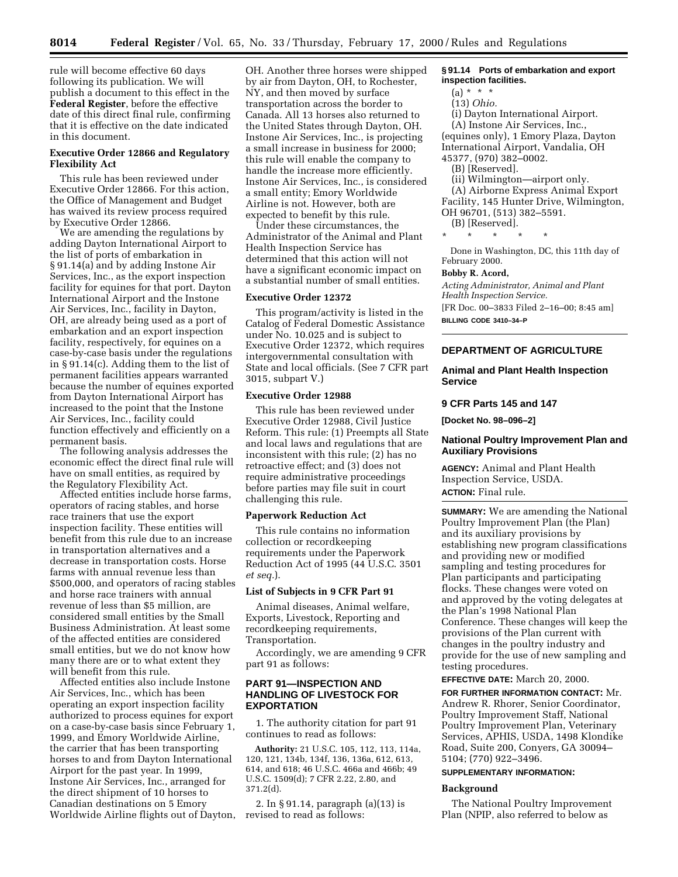rule will become effective 60 days following its publication. We will publish a document to this effect in the **Federal Register**, before the effective date of this direct final rule, confirming that it is effective on the date indicated in this document.

### Executive Order 12866 and Regulatory Flexibility Act

This rule has been reviewed under Executive Order 12866. For this action, the Office of Management and Budget has waived its review process required by Executive Order 12866.

We are amending the regulations by adding Dayton International Airport to the list of ports of embarkation in § 91.14(a) and by adding Instone Air Services, Inc., as the export inspection facility for equines for that port. Dayton International Airport and the Instone Air Services, Inc., facility in Dayton, OH, are already being used as a port of embarkation and an export inspection facility, respectively, for equines on a case-by-case basis under the regulations in § 91.14(c). Adding them to the list of permanent facilities appears warranted because the number of equines exported from Dayton International Airport has increased to the point that the Instone Air Services, Inc., facility could function effectively and efficiently on a permanent basis.

The following analysis addresses the economic effect the direct final rule will have on small entities, as required by the Regulatory Flexibility Act.

Affected entities include horse farms, operators of racing stables, and horse race trainers that use the export inspection facility. These entities will benefit from this rule due to an increase in transportation alternatives and a decrease in transportation costs. Horse farms with annual revenue less than $500,000, and operators of racing stables and horse race trainers with annual revenue of less than $5 million, are considered small entities by the Small Business Administration. At least some of the affected entities are considered small entities, but we do not know how many there are or to what extent they will benefit from this rule.

Affected entities also include Instone Air Services, Inc., which has been operating an export inspection facility authorized to process equines for export on a case-by-case basis since February 1, 1999, and Emory Worldwide Airline, the carrier that has been transporting horses to and from Dayton International Airport for the past year. In 1999, Instone Air Services, Inc., arranged for the direct shipment of 10 horses to Canadian destinations on 5 Emory Worldwide Airline flights out of Dayton, OH. Another three horses were shipped by air from Dayton, OH, to Rochester, NY, and then moved by surface transportation across the border to Canada. All 13 horses also returned to the United States through Dayton, OH. Instone Air Services, Inc., is projecting a small increase in business for 2000; this rule will enable the company to handle the increase more efficiently. Instone Air Services, Inc., is considered a small entity; Emory Worldwide Airline is not. However, both are expected to benefit by this rule.

Under these circumstances, the Administrator of the Animal and Plant Health Inspection Service has determined that this action will not have a significant economic impact on a substantial number of small entities.

### Executive Order 12372

This program/activity is listed in the Catalog of Federal Domestic Assistance under No. 10.025 and is subject to Executive Order 12372, which requires intergovernmental consultation with State and local officials. (See 7 CFR part 3015, subpart V.)

### Executive Order 12988

This rule has been reviewed under Executive Order 12988, Civil Justice Reform. This rule: (1) Preempts all State and local laws and regulations that are inconsistent with this rule; (2) has no retroactive effect; and (3) does not require administrative proceedings before parties may file suit in court challenging this rule.

### Paperwork Reduction Act

This rule contains no information collection or recordkeeping requirements under the Paperwork Reduction Act of 1995 (44 U.S.C. 3501 *et seq.*).

### List of Subjects in 9 CFR Part 91

Animal diseases, Animal welfare, Exports, Livestock, Reporting and recordkeeping requirements, Transportation.

Accordingly, we are amending 9 CFR part 91 as follows:

## PART 91—INSPECTION AND HANDLING OF LIVESTOCK FOR EXPORTATION

1. The authority citation for part 91 continues to read as follows:

**Authority:** 21 U.S.C. 105, 112, 113, 114a, 120, 121, 134b, 134f, 136, 136a, 612, 613, 614, and 618; 46 U.S.C. 466a and 466b; 49 U.S.C. 1509(d); 7 CFR 2.22, 2.80, and 371.2(d).

2. In § 91.14, paragraph (a)(13) is revised to read as follows:

**§ 91.14 Ports of embarkation and export inspection facilities.**

(a) * * *

(13) *Ohio.*

(i) Dayton International Airport.

(A) Instone Air Services, Inc., (equines only), 1 Emory Plaza, Dayton International Airport, Vandalia, OH 45377, (970) 382–0002.

(B) [Reserved].

(ii) Wilmington—airport only.

(A) Airborne Express Animal Export Facility, 145 Hunter Drive, Wilmington, OH 96701, (513) 382–5591.

(B) [Reserved].

\* \* \* \* \*

Done in Washington, DC, this 11th day of February 2000.

**Bobby R. Acord,**

*Acting Administrator, Animal and Plant Health Inspection Service.*

[FR Doc. 00–3833 Filed 2–16–00; 8:45 am]

**BILLING CODE 3410–34–P**

---

## DEPARTMENT OF AGRICULTURE

## Animal and Plant Health Inspection Service

## 9 CFR Parts 145 and 147

**[Docket No. 98–096–2]**

## National Poultry Improvement Plan and Auxiliary Provisions

**AGENCY:** Animal and Plant Health Inspection Service, USDA.

**ACTION:** Final rule.

**SUMMARY:** We are amending the National Poultry Improvement Plan (the Plan) and its auxiliary provisions by establishing new program classifications and providing new or modified sampling and testing procedures for Plan participants and participating flocks. These changes were voted on and approved by the voting delegates at the Plan's 1998 National Plan Conference. These changes will keep the provisions of the Plan current with changes in the poultry industry and provide for the use of new sampling and testing procedures.

**EFFECTIVE DATE:** March 20, 2000.

**FOR FURTHER INFORMATION CONTACT:** Mr. Andrew R. Rhorer, Senior Coordinator, Poultry Improvement Staff, National Poultry Improvement Plan, Veterinary Services, APHIS, USDA, 1498 Klondike Road, Suite 200, Conyers, GA 30094–5104; (770) 922–3496.

**SUPPLEMENTARY INFORMATION:**

### Background

The National Poultry Improvement Plan (NPIP, also referred to below as